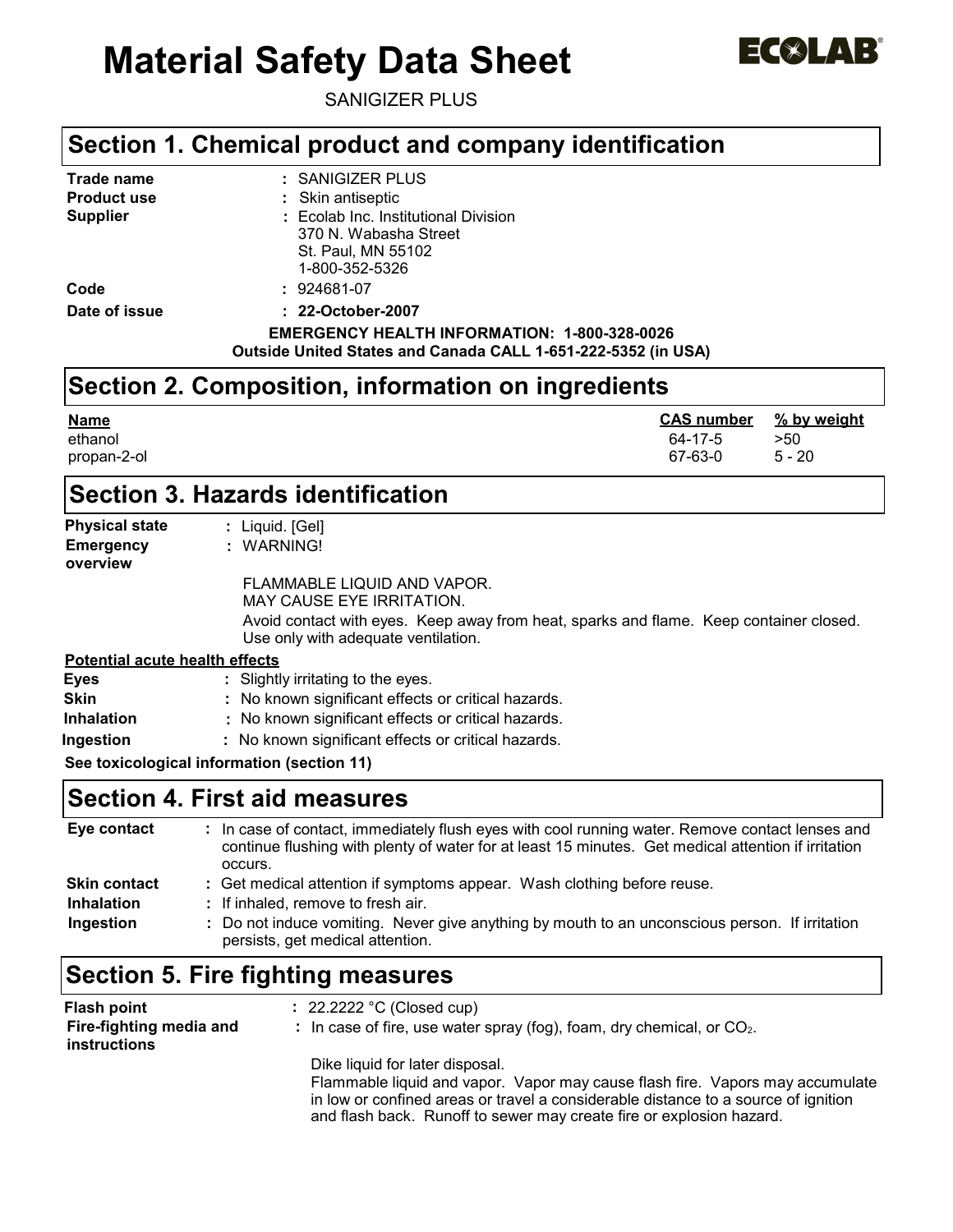# Material Safety Data Sheet

ECOLAB®

SANIGIZER PLUS

## Section 1. Chemical product and company identification

**Trade name** : SANIGIZER PLUS

**Product use** : Skin antiseptic

**Supplier** : Ecolab Inc. Institutional Division
370 N. Wabasha Street
St. Paul, MN 55102
1-800-352-5326

**Code** : 924681-07

**Date of issue** : **22-October-2007**

**EMERGENCY HEALTH INFORMATION: 1-800-328-0026**
**Outside United States and Canada CALL 1-651-222-5352 (in USA)**

## Section 2. Composition, information on ingredients

| Name | CAS number | % by weight |
| --- | --- | --- |
| ethanol | 64-17-5 | >50 |
| propan-2-ol | 67-63-0 | 5 - 20 |

## Section 3. Hazards identification

**Physical state** : Liquid. [Gel]

**Emergency overview** : WARNING!

FLAMMABLE LIQUID AND VAPOR.
MAY CAUSE EYE IRRITATION.

Avoid contact with eyes. Keep away from heat, sparks and flame. Keep container closed. Use only with adequate ventilation.

**Potential acute health effects**

**Eyes** : Slightly irritating to the eyes.

**Skin** : No known significant effects or critical hazards.

**Inhalation** : No known significant effects or critical hazards.

**Ingestion** : No known significant effects or critical hazards.

**See toxicological information (section 11)**

## Section 4. First aid measures

**Eye contact** : In case of contact, immediately flush eyes with cool running water. Remove contact lenses and continue flushing with plenty of water for at least 15 minutes. Get medical attention if irritation occurs.

**Skin contact** : Get medical attention if symptoms appear. Wash clothing before reuse.

**Inhalation** : If inhaled, remove to fresh air.

**Ingestion** : Do not induce vomiting. Never give anything by mouth to an unconscious person. If irritation persists, get medical attention.

## Section 5. Fire fighting measures

**Flash point** : 22.2222 °C (Closed cup)

**Fire-fighting media and instructions** : In case of fire, use water spray (fog), foam, dry chemical, or $CO_2$.

Dike liquid for later disposal.
Flammable liquid and vapor. Vapor may cause flash fire. Vapors may accumulate in low or confined areas or travel a considerable distance to a source of ignition and flash back. Runoff to sewer may create fire or explosion hazard.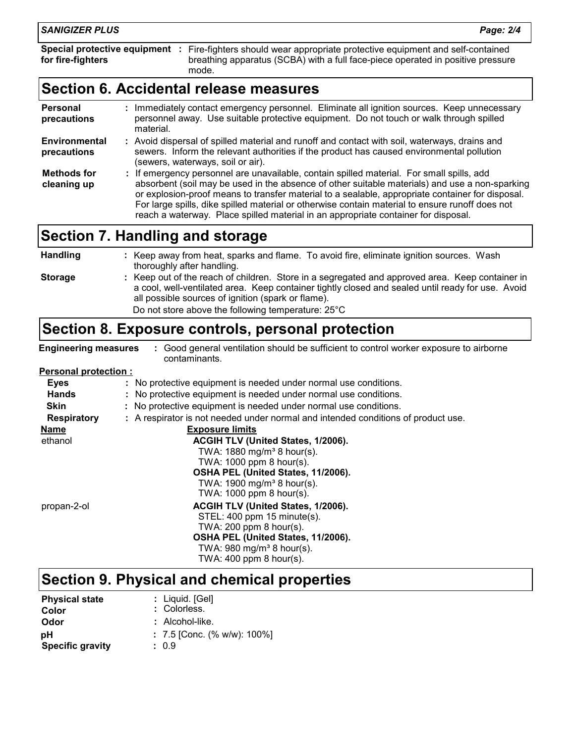**Special protective equipment for fire-fighters** : Fire-fighters should wear appropriate protective equipment and self-contained breathing apparatus (SCBA) with a full face-piece operated in positive pressure mode.

## Section 6. Accidental release measures

**Personal precautions** : Immediately contact emergency personnel. Eliminate all ignition sources. Keep unnecessary personnel away. Use suitable protective equipment. Do not touch or walk through spilled material.

**Environmental precautions** : Avoid dispersal of spilled material and runoff and contact with soil, waterways, drains and sewers. Inform the relevant authorities if the product has caused environmental pollution (sewers, waterways, soil or air).

**Methods for cleaning up** : If emergency personnel are unavailable, contain spilled material. For small spills, add absorbent (soil may be used in the absence of other suitable materials) and use a non-sparking or explosion-proof means to transfer material to a sealable, appropriate container for disposal. For large spills, dike spilled material or otherwise contain material to ensure runoff does not reach a waterway. Place spilled material in an appropriate container for disposal.

## Section 7. Handling and storage

**Handling** : Keep away from heat, sparks and flame. To avoid fire, eliminate ignition sources. Wash thoroughly after handling.

**Storage** : Keep out of the reach of children. Store in a segregated and approved area. Keep container in a cool, well-ventilated area. Keep container tightly closed and sealed until ready for use. Avoid all possible sources of ignition (spark or flame).
Do not store above the following temperature: 25°C

## Section 8. Exposure controls, personal protection

**Engineering measures** : Good general ventilation should be sufficient to control worker exposure to airborne contaminants.

**Personal protection :**

- **Eyes** : No protective equipment is needed under normal use conditions.
- **Hands** : No protective equipment is needed under normal use conditions.
- **Skin** : No protective equipment is needed under normal use conditions.
- **Respiratory** : A respirator is not needed under normal and intended conditions of product use.

| Name | Exposure limits |
|---|---|
| ethanol | **ACGIH TLV (United States, 1/2006).**<br>TWA: 1880 mg/m³ 8 hour(s).<br>TWA: 1000 ppm 8 hour(s).<br>**OSHA PEL (United States, 11/2006).**<br>TWA: 1900 mg/m³ 8 hour(s).<br>TWA: 1000 ppm 8 hour(s). |
| propan-2-ol | **ACGIH TLV (United States, 1/2006).**<br>STEL: 400 ppm 15 minute(s).<br>TWA: 200 ppm 8 hour(s).<br>**OSHA PEL (United States, 11/2006).**<br>TWA: 980 mg/m³ 8 hour(s).<br>TWA: 400 ppm 8 hour(s). |

## Section 9. Physical and chemical properties

**Physical state** : Liquid. [Gel]
**Color** : Colorless.
**Odor** : Alcohol-like.
**pH** : 7.5 [Conc. (% w/w): 100%]
**Specific gravity** : 0.9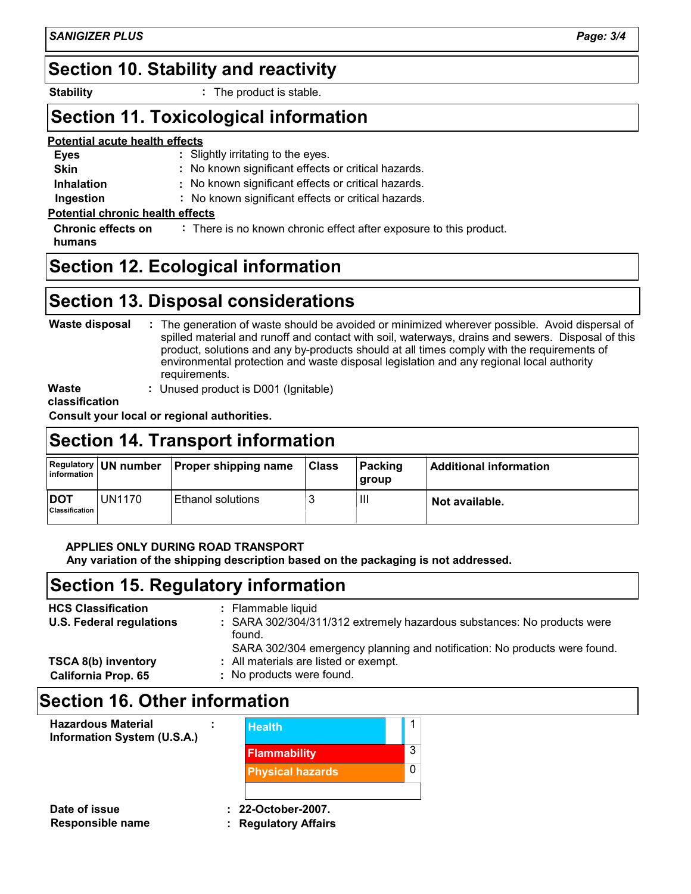## Section 10. Stability and reactivity

**Stability** : The product is stable.

## Section 11. Toxicological information

**Potential acute health effects**

**Eyes** : Slightly irritating to the eyes.

**Skin** : No known significant effects or critical hazards.

**Inhalation** : No known significant effects or critical hazards.

**Ingestion** : No known significant effects or critical hazards.

**Potential chronic health effects**

**Chronic effects on humans** : There is no known chronic effect after exposure to this product.

## Section 12. Ecological information

## Section 13. Disposal considerations

**Waste disposal** : The generation of waste should be avoided or minimized wherever possible. Avoid dispersal of spilled material and runoff and contact with soil, waterways, drains and sewers. Disposal of this product, solutions and any by-products should at all times comply with the requirements of environmental protection and waste disposal legislation and any regional local authority requirements.

**Waste classification** : Unused product is D001 (Ignitable)

**Consult your local or regional authorities.**

## Section 14. Transport information

| Regulatory information | UN number | Proper shipping name | Class | Packing group | Additional information |
|---|---|---|---|---|---|
| **DOT** Classification | UN1170 | Ethanol solutions | 3 | III | **Not available.** |

**APPLIES ONLY DURING ROAD TRANSPORT**
**Any variation of the shipping description based on the packaging is not addressed.**

## Section 15. Regulatory information

**HCS Classification** : Flammable liquid

**U.S. Federal regulations** : SARA 302/304/311/312 extremely hazardous substances: No products were found.
SARA 302/304 emergency planning and notification: No products were found.

**TSCA 8(b) inventory** : All materials are listed or exempt.

**California Prop. 65** : No products were found.

## Section 16. Other information

**Hazardous Material Information System (U.S.A.)** :

| | |
|---|---|
| Health | 1 |
| Flammability | 3 |
| Physical hazards | 0 |

**Date of issue** : **22-October-2007.**

**Responsible name** : **Regulatory Affairs**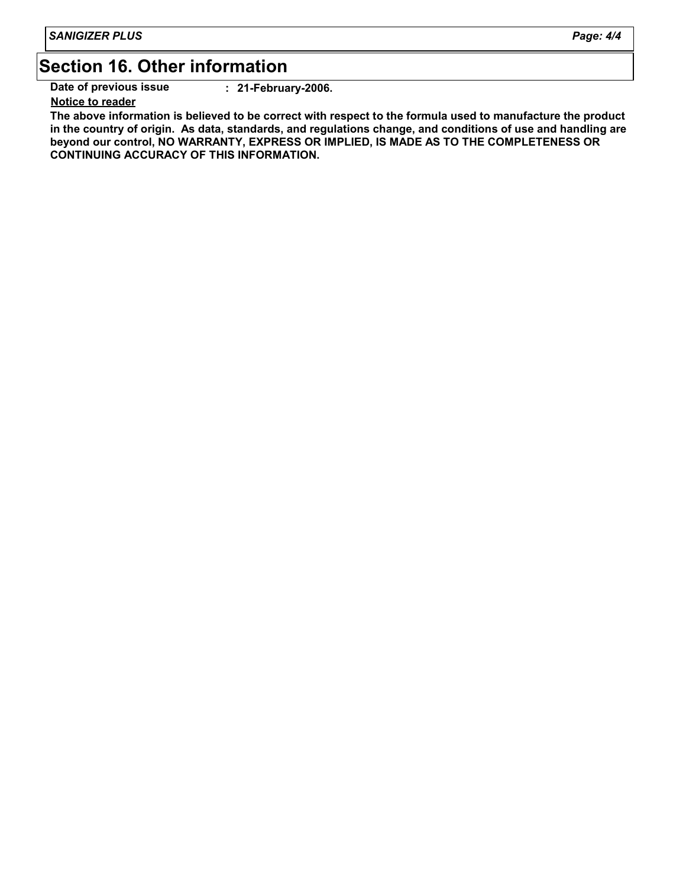## Section 16. Other information

**Date of previous issue** : **21-February-2006.**

**Notice to reader**

**The above information is believed to be correct with respect to the formula used to manufacture the product in the country of origin. As data, standards, and regulations change, and conditions of use and handling are beyond our control, NO WARRANTY, EXPRESS OR IMPLIED, IS MADE AS TO THE COMPLETENESS OR CONTINUING ACCURACY OF THIS INFORMATION.**